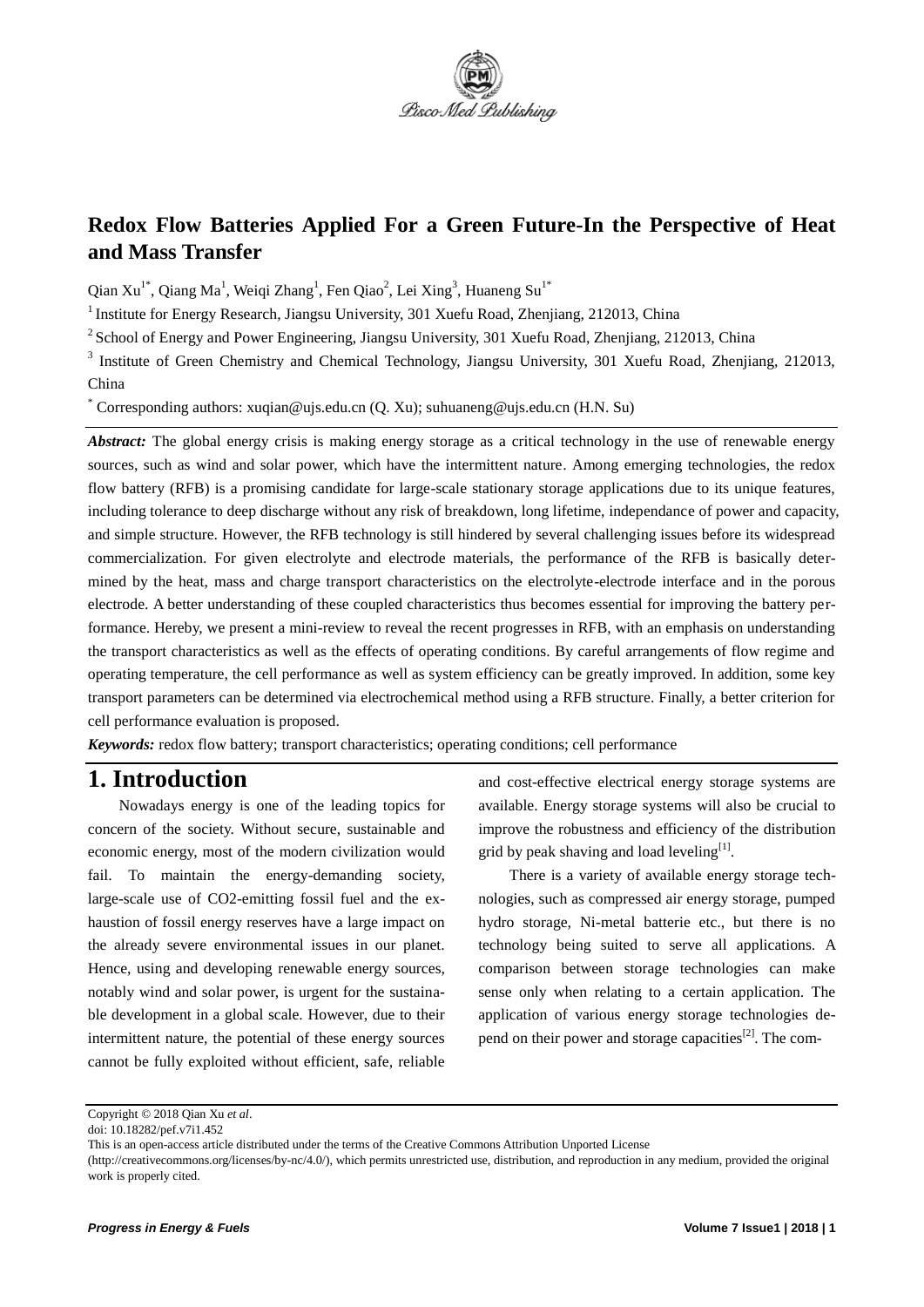# Redox Flow Batteries Applied For a Green Future-In the Perspective of Heat and Mass Transfer

Qian Xu[1*], Qiang Ma[1], Weiqi Zhang[1], Fen Qiao[2], Lei Xing[3], Huaneng Su[1*]

[1] Institute for Energy Research, Jiangsu University, 301 Xuefu Road, Zhenjiang, 212013, China

[2] School of Energy and Power Engineering, Jiangsu University, 301 Xuefu Road, Zhenjiang, 212013, China

[3] Institute of Green Chemistry and Chemical Technology, Jiangsu University, 301 Xuefu Road, Zhenjiang, 212013, China

[*] Corresponding authors: xuqian@ujs.edu.cn (Q. Xu); suhuaneng@ujs.edu.cn (H.N. Su)

***Abstract:*** The global energy crisis is making energy storage as a critical technology in the use of renewable energy sources, such as wind and solar power, which have the intermittent nature. Among emerging technologies, the redox flow battery (RFB) is a promising candidate for large-scale stationary storage applications due to its unique features, including tolerance to deep discharge without any risk of breakdown, long lifetime, independance of power and capacity, and simple structure. However, the RFB technology is still hindered by several challenging issues before its widespread commercialization. For given electrolyte and electrode materials, the performance of the RFB is basically determined by the heat, mass and charge transport characteristics on the electrolyte-electrode interface and in the porous electrode. A better understanding of these coupled characteristics thus becomes essential for improving the battery performance. Hereby, we present a mini-review to reveal the recent progresses in RFB, with an emphasis on understanding the transport characteristics as well as the effects of operating conditions. By careful arrangements of flow regime and operating temperature, the cell performance as well as system efficiency can be greatly improved. In addition, some key transport parameters can be determined via electrochemical method using a RFB structure. Finally, a better criterion for cell performance evaluation is proposed.

***Keywords:*** redox flow battery; transport characteristics; operating conditions; cell performance

# 1. Introduction

Nowadays energy is one of the leading topics for concern of the society. Without secure, sustainable and economic energy, most of the modern civilization would fail. To maintain the energy-demanding society, large-scale use of CO2-emitting fossil fuel and the exhaustion of fossil energy reserves have a large impact on the already severe environmental issues in our planet. Hence, using and developing renewable energy sources, notably wind and solar power, is urgent for the sustainable development in a global scale. However, due to their intermittent nature, the potential of these energy sources cannot be fully exploited without efficient, safe, reliable and cost-effective electrical energy storage systems are available. Energy storage systems will also be crucial to improve the robustness and efficiency of the distribution grid by peak shaving and load leveling[1].

There is a variety of available energy storage technologies, such as compressed air energy storage, pumped hydro storage, Ni-metal batterie etc., but there is no technology being suited to serve all applications. A comparison between storage technologies can make sense only when relating to a certain application. The application of various energy storage technologies depend on their power and storage capacities[2]. The com-

Copyright © 2018 Qian Xu *et al*.

doi: 10.18282/pef.v7i1.452

This is an open-access article distributed under the terms of the Creative Commons Attribution Unported License (http://creativecommons.org/licenses/by-nc/4.0/), which permits unrestricted use, distribution, and reproduction in any medium, provided the original work is properly cited.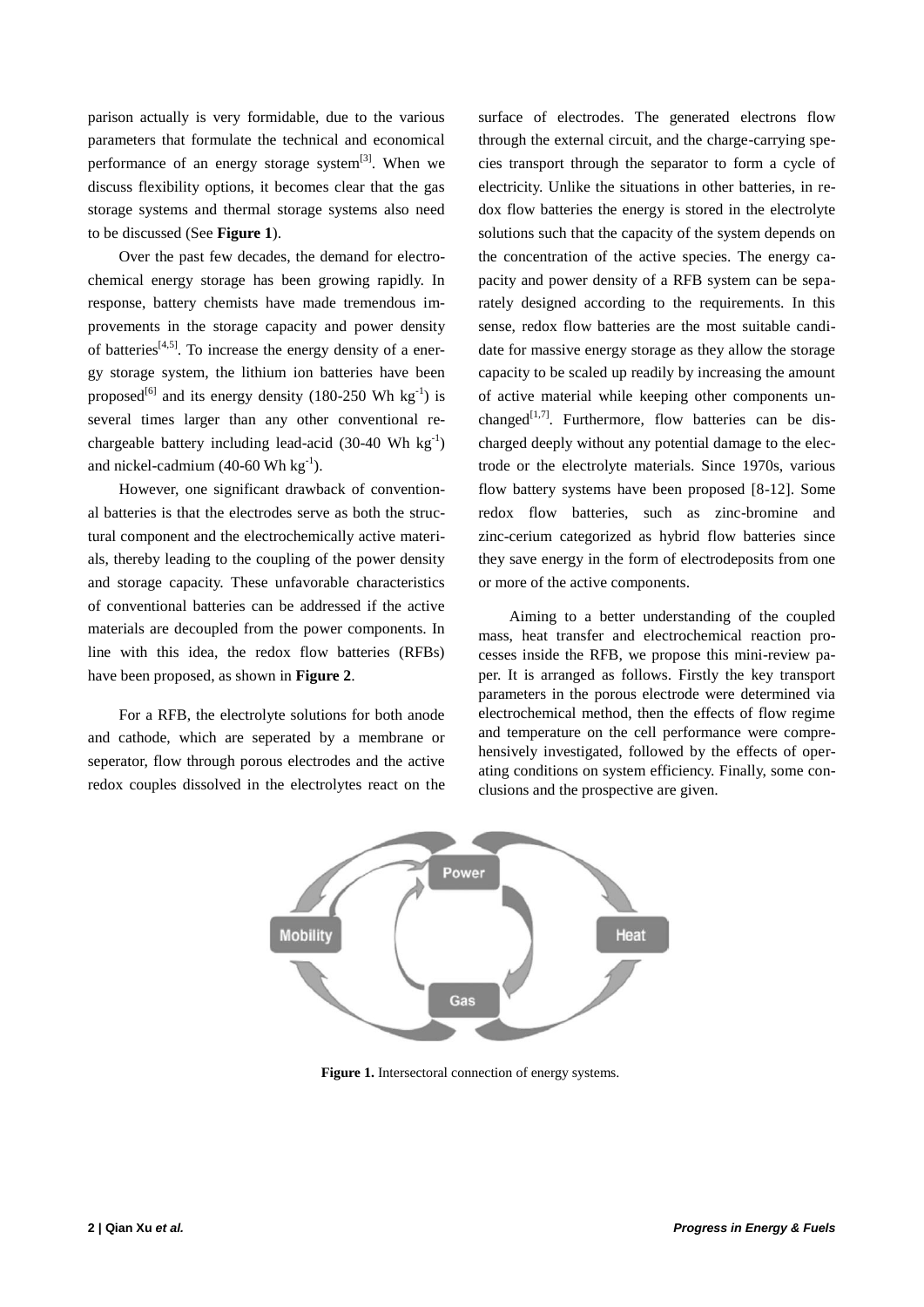parison actually is very formidable, due to the various parameters that formulate the technical and economical performance of an energy storage system[3]. When we discuss flexibility options, it becomes clear that the gas storage systems and thermal storage systems also need to be discussed (See **Figure 1**).

Over the past few decades, the demand for electrochemical energy storage has been growing rapidly. In response, battery chemists have made tremendous improvements in the storage capacity and power density of batteries[4,5]. To increase the energy density of a energy storage system, the lithium ion batteries have been proposed[6] and its energy density (180-250 Wh $kg^{-1}$) is several times larger than any other conventional rechargeable battery including lead-acid (30-40 Wh $kg^{-1}$) and nickel-cadmium (40-60 Wh $kg^{-1}$).

However, one significant drawback of conventional batteries is that the electrodes serve as both the structural component and the electrochemically active materials, thereby leading to the coupling of the power density and storage capacity. These unfavorable characteristics of conventional batteries can be addressed if the active materials are decoupled from the power components. In line with this idea, the redox flow batteries (RFBs) have been proposed, as shown in **Figure 2**.

For a RFB, the electrolyte solutions for both anode and cathode, which are seperated by a membrane or seperator, flow through porous electrodes and the active redox couples dissolved in the electrolytes react on the surface of electrodes. The generated electrons flow through the external circuit, and the charge-carrying species transport through the separator to form a cycle of electricity. Unlike the situations in other batteries, in redox flow batteries the energy is stored in the electrolyte solutions such that the capacity of the system depends on the concentration of the active species. The energy capacity and power density of a RFB system can be separately designed according to the requirements. In this sense, redox flow batteries are the most suitable candidate for massive energy storage as they allow the storage capacity to be scaled up readily by increasing the amount of active material while keeping other components unchanged[1,7]. Furthermore, flow batteries can be discharged deeply without any potential damage to the electrode or the electrolyte materials. Since 1970s, various flow battery systems have been proposed [8-12]. Some redox flow batteries, such as zinc-bromine and zinc-cerium categorized as hybrid flow batteries since they save energy in the form of electrodeposits from one or more of the active components.

Aiming to a better understanding of the coupled mass, heat transfer and electrochemical reaction processes inside the RFB, we propose this mini-review paper. It is arranged as follows. Firstly the key transport parameters in the porous electrode were determined via electrochemical method, then the effects of flow regime and temperature on the cell performance were comprehensively investigated, followed by the effects of operating conditions on system efficiency. Finally, some conclusions and the prospective are given.

**Figure 1.** Intersectoral connection of energy systems.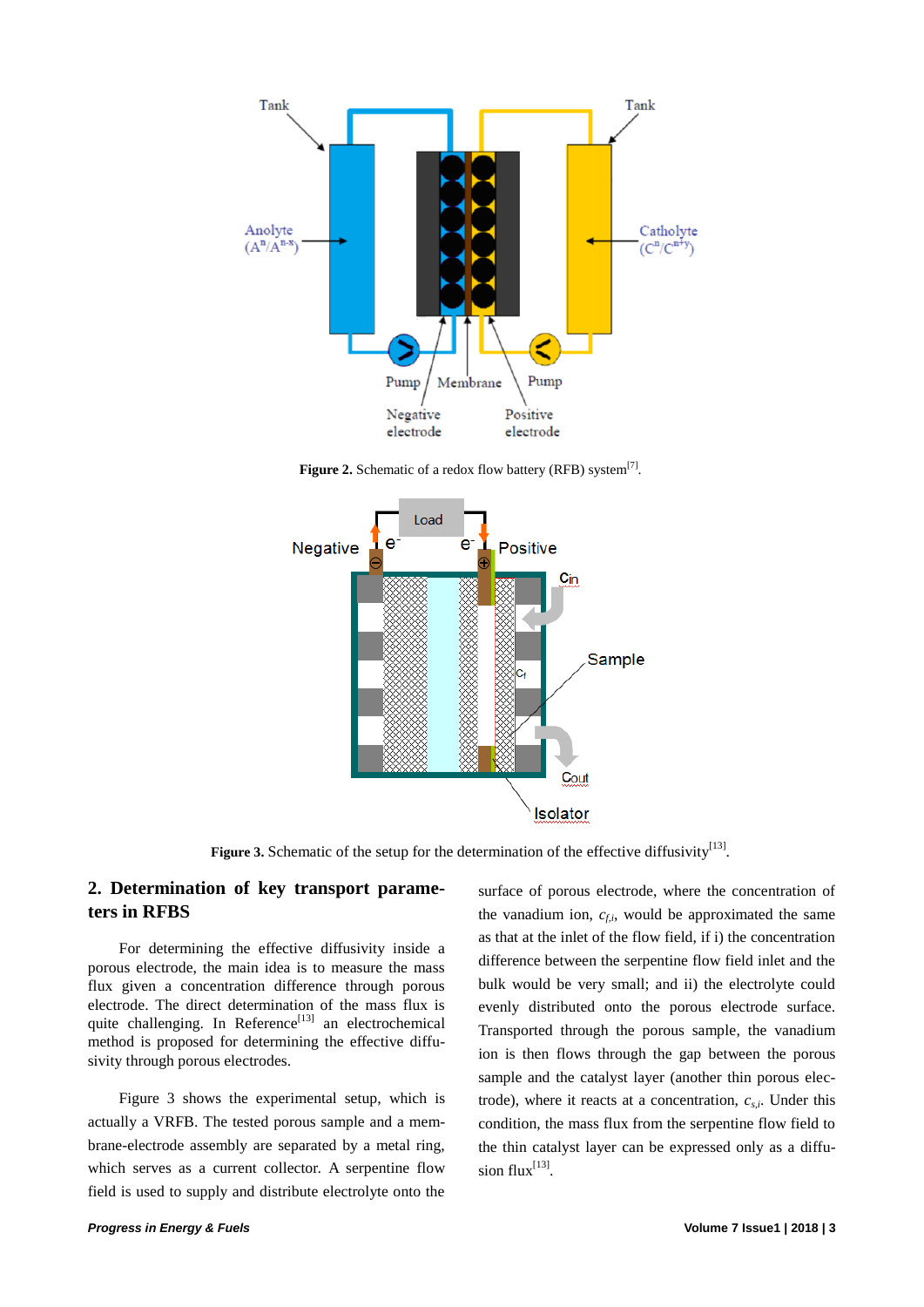**Figure 2.** Schematic of a redox flow battery (RFB) system[7].

**Figure 3.** Schematic of the setup for the determination of the effective diffusivity[13].

## 2. Determination of key transport parameters in RFBS

For determining the effective diffusivity inside a porous electrode, the main idea is to measure the mass flux given a concentration difference through porous electrode. The direct determination of the mass flux is quite challenging. In Reference[13] an electrochemical method is proposed for determining the effective diffusivity through porous electrodes.

Figure 3 shows the experimental setup, which is actually a VRFB. The tested porous sample and a membrane-electrode assembly are separated by a metal ring, which serves as a current collector. A serpentine flow field is used to supply and distribute electrolyte onto the surface of porous electrode, where the concentration of the vanadium ion, $c_{f,i}$, would be approximated the same as that at the inlet of the flow field, if i) the concentration difference between the serpentine flow field inlet and the bulk would be very small; and ii) the electrolyte could evenly distributed onto the porous electrode surface. Transported through the porous sample, the vanadium ion is then flows through the gap between the porous sample and the catalyst layer (another thin porous electrode), where it reacts at a concentration, $c_{s,i}$. Under this condition, the mass flux from the serpentine flow field to the thin catalyst layer can be expressed only as a diffusion flux[13].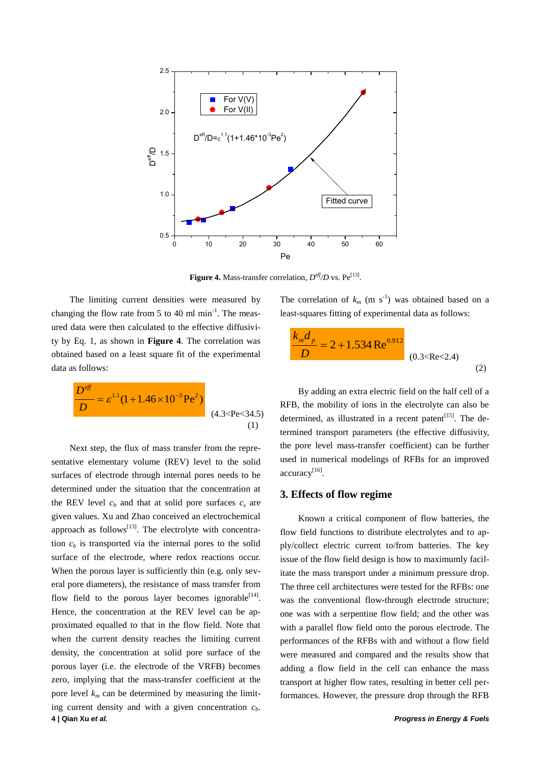**Figure 4.** Mass-transfer correlation, $D^{eff}/D$ vs. Pe[13].

The limiting current densities were measured by changing the flow rate from 5 to 40 ml min$^{-1}$. The measured data were then calculated to the effective diffusivity by Eq. 1, as shown in **Figure 4**. The correlation was obtained based on a least square fit of the experimental data as follows:

$$\frac{D^{eff}}{D} = \varepsilon^{1.1}(1+1.46\times10^{-3}\mathrm{Pe}^2) \quad (4.3<\mathrm{Pe}<34.5) \tag{1}$$

Next step, the flux of mass transfer from the representative elementary volume (REV) level to the solid surfaces of electrode through internal pores needs to be determined under the situation that the concentration at the REV level $c_b$ and that at solid pore surfaces $c_s$ are given values. Xu and Zhao conceived an electrochemical approach as follows[13]. The electrolyte with concentration $c_b$ is transported via the internal pores to the solid surface of the electrode, where redox reactions occur. When the porous layer is sufficiently thin (e.g. only several pore diameters), the resistance of mass transfer from flow field to the porous layer becomes ignorable[14]. Hence, the concentration at the REV level can be approximated equalled to that in the flow field. Note that when the current density reaches the limiting current density, the concentration at solid pore surface of the porous layer (i.e. the electrode of the VRFB) becomes zero, implying that the mass-transfer coefficient at the pore level $k_m$ can be determined by measuring the limiting current density and with a given concentration $c_b$. The correlation of $k_m$ (m s$^{-1}$) was obtained based on a least-squares fitting of experimental data as follows:

$$\frac{k_m d_p}{D} = 2 + 1.534\,\mathrm{Re}^{0.912} \quad (0.3<\mathrm{Re}<2.4) \tag{2}$$

By adding an extra electric field on the half cell of a RFB, the mobility of ions in the electrolyte can also be determined, as illustrated in a recent patent[15]. The determined transport parameters (the effective diffusivity, the pore level mass-transfer coefficient) can be further used in numerical modelings of RFBs for an improved accuracy[16].

## 3. Effects of flow regime

Known a critical component of flow batteries, the flow field functions to distribute electrolytes and to apply/collect electric current to/from batteries. The key issue of the flow field design is how to maximumly facilitate the mass transport under a minimum pressure drop. The three cell architectures were tested for the RFBs: one was the conventional flow-through electrode structure; one was with a serpentine flow field; and the other was with a parallel flow field onto the porous electrode. The performances of the RFBs with and without a flow field were measured and compared and the results show that adding a flow field in the cell can enhance the mass transport at higher flow rates, resulting in better cell performances. However, the pressure drop through the RFB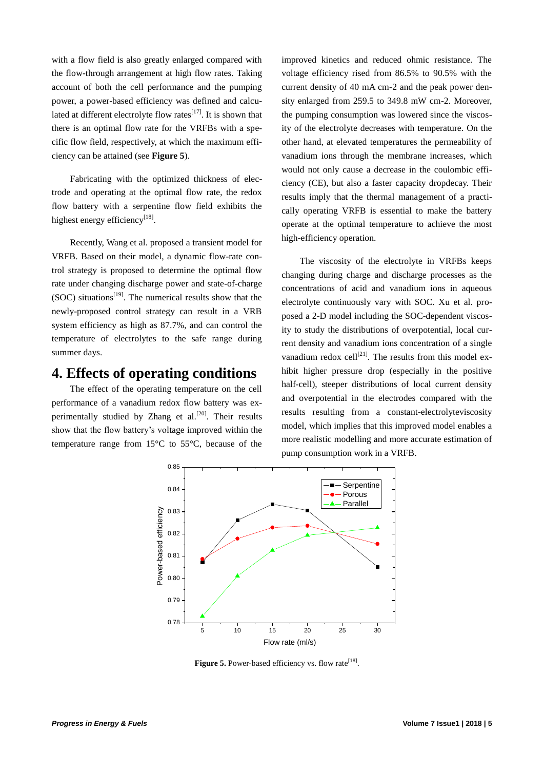with a flow field is also greatly enlarged compared with the flow-through arrangement at high flow rates. Taking account of both the cell performance and the pumping power, a power-based efficiency was defined and calculated at different electrolyte flow rates[17]. It is shown that there is an optimal flow rate for the VRFBs with a specific flow field, respectively, at which the maximum efficiency can be attained (see **Figure 5**).

Fabricating with the optimized thickness of electrode and operating at the optimal flow rate, the redox flow battery with a serpentine flow field exhibits the highest energy efficiency[18].

Recently, Wang et al. proposed a transient model for VRFB. Based on their model, a dynamic flow-rate control strategy is proposed to determine the optimal flow rate under changing discharge power and state-of-charge (SOC) situations[19]. The numerical results show that the newly-proposed control strategy can result in a VRB system efficiency as high as 87.7%, and can control the temperature of electrolytes to the safe range during summer days.

# 4. Effects of operating conditions

The effect of the operating temperature on the cell performance of a vanadium redox flow battery was experimentally studied by Zhang et al.[20]. Their results show that the flow battery's voltage improved within the temperature range from 15°C to 55°C, because of the improved kinetics and reduced ohmic resistance. The voltage efficiency rised from 86.5% to 90.5% with the current density of 40 mA cm-2 and the peak power density enlarged from 259.5 to 349.8 mW cm-2. Moreover, the pumping consumption was lowered since the viscosity of the electrolyte decreases with temperature. On the other hand, at elevated temperatures the permeability of vanadium ions through the membrane increases, which would not only cause a decrease in the coulombic efficiency (CE), but also a faster capacity dropdecay. Their results imply that the thermal management of a practically operating VRFB is essential to make the battery operate at the optimal temperature to achieve the most high-efficiency operation.

The viscosity of the electrolyte in VRFBs keeps changing during charge and discharge processes as the concentrations of acid and vanadium ions in aqueous electrolyte continuously vary with SOC. Xu et al. proposed a 2-D model including the SOC-dependent viscosity to study the distributions of overpotential, local current density and vanadium ions concentration of a single vanadium redox cell[21]. The results from this model exhibit higher pressure drop (especially in the positive half-cell), steeper distributions of local current density and overpotential in the electrodes compared with the results resulting from a constant-electrolyteviscosity model, which implies that this improved model enables a more realistic modelling and more accurate estimation of pump consumption work in a VRFB.

**Figure 5.** Power-based efficiency vs. flow rate[18].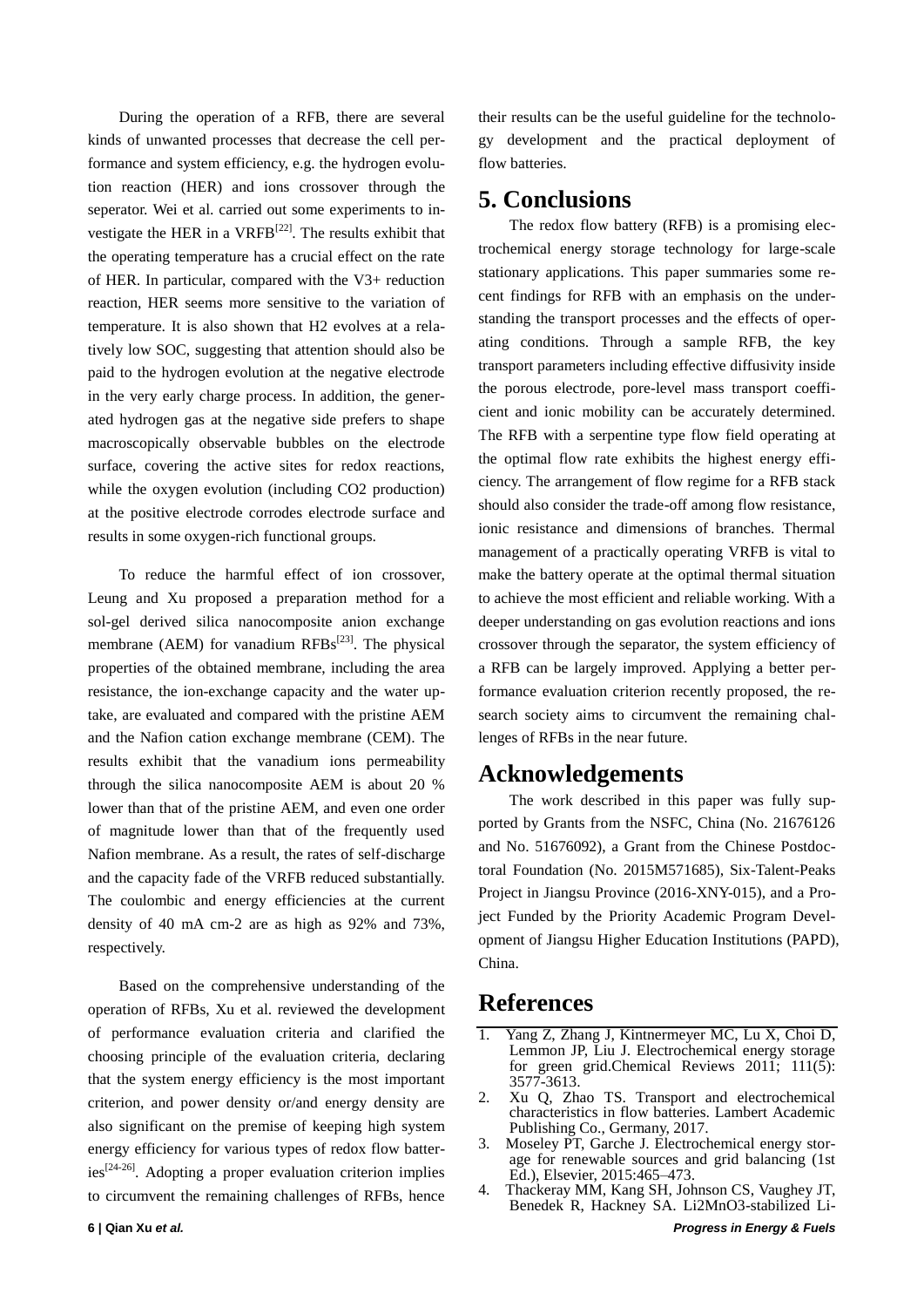During the operation of a RFB, there are several kinds of unwanted processes that decrease the cell performance and system efficiency, e.g. the hydrogen evolution reaction (HER) and ions crossover through the seperator. Wei et al. carried out some experiments to investigate the HER in a VRFB[22]. The results exhibit that the operating temperature has a crucial effect on the rate of HER. In particular, compared with the $V3+$ reduction reaction, HER seems more sensitive to the variation of temperature. It is also shown that $H2$ evolves at a relatively low SOC, suggesting that attention should also be paid to the hydrogen evolution at the negative electrode in the very early charge process. In addition, the generated hydrogen gas at the negative side prefers to shape macroscopically observable bubbles on the electrode surface, covering the active sites for redox reactions, while the oxygen evolution (including $CO2$ production) at the positive electrode corrodes electrode surface and results in some oxygen-rich functional groups.

To reduce the harmful effect of ion crossover, Leung and Xu proposed a preparation method for a sol-gel derived silica nanocomposite anion exchange membrane (AEM) for vanadium RFBs[23]. The physical properties of the obtained membrane, including the area resistance, the ion-exchange capacity and the water uptake, are evaluated and compared with the pristine AEM and the Nafion cation exchange membrane (CEM). The results exhibit that the vanadium ions permeability through the silica nanocomposite AEM is about 20 % lower than that of the pristine AEM, and even one order of magnitude lower than that of the frequently used Nafion membrane. As a result, the rates of self-discharge and the capacity fade of the VRFB reduced substantially. The coulombic and energy efficiencies at the current density of 40 mA cm-2 are as high as 92% and 73%, respectively.

Based on the comprehensive understanding of the operation of RFBs, Xu et al. reviewed the development of performance evaluation criteria and clarified the choosing principle of the evaluation criteria, declaring that the system energy efficiency is the most important criterion, and power density or/and energy density are also significant on the premise of keeping high system energy efficiency for various types of redox flow batteries[24-26]. Adopting a proper evaluation criterion implies to circumvent the remaining challenges of RFBs, hence their results can be the useful guideline for the technology development and the practical deployment of flow batteries.

## 5. Conclusions

The redox flow battery (RFB) is a promising electrochemical energy storage technology for large-scale stationary applications. This paper summaries some recent findings for RFB with an emphasis on the understanding the transport processes and the effects of operating conditions. Through a sample RFB, the key transport parameters including effective diffusivity inside the porous electrode, pore-level mass transport coefficient and ionic mobility can be accurately determined. The RFB with a serpentine type flow field operating at the optimal flow rate exhibits the highest energy efficiency. The arrangement of flow regime for a RFB stack should also consider the trade-off among flow resistance, ionic resistance and dimensions of branches. Thermal management of a practically operating VRFB is vital to make the battery operate at the optimal thermal situation to achieve the most efficient and reliable working. With a deeper understanding on gas evolution reactions and ions crossover through the separator, the system efficiency of a RFB can be largely improved. Applying a better performance evaluation criterion recently proposed, the research society aims to circumvent the remaining challenges of RFBs in the near future.

## Acknowledgements

The work described in this paper was fully supported by Grants from the NSFC, China (No. 21676126 and No. 51676092), a Grant from the Chinese Postdoctoral Foundation (No. 2015M571685), Six-Talent-Peaks Project in Jiangsu Province (2016-XNY-015), and a Project Funded by the Priority Academic Program Development of Jiangsu Higher Education Institutions (PAPD), China.

## References

1. Yang Z, Zhang J, Kintnermeyer MC, Lu X, Choi D, Lemmon JP, Liu J. Electrochemical energy storage for green grid.Chemical Reviews 2011; 111(5): 3577-3613.
2. Xu Q, Zhao TS. Transport and electrochemical characteristics in flow batteries. Lambert Academic Publishing Co., Germany, 2017.
3. Moseley PT, Garche J. Electrochemical energy storage for renewable sources and grid balancing (1st Ed.), Elsevier, 2015:465–473.
4. Thackeray MM, Kang SH, Johnson CS, Vaughey JT, Benedek R, Hackney SA. Li2MnO3-stabilized Li-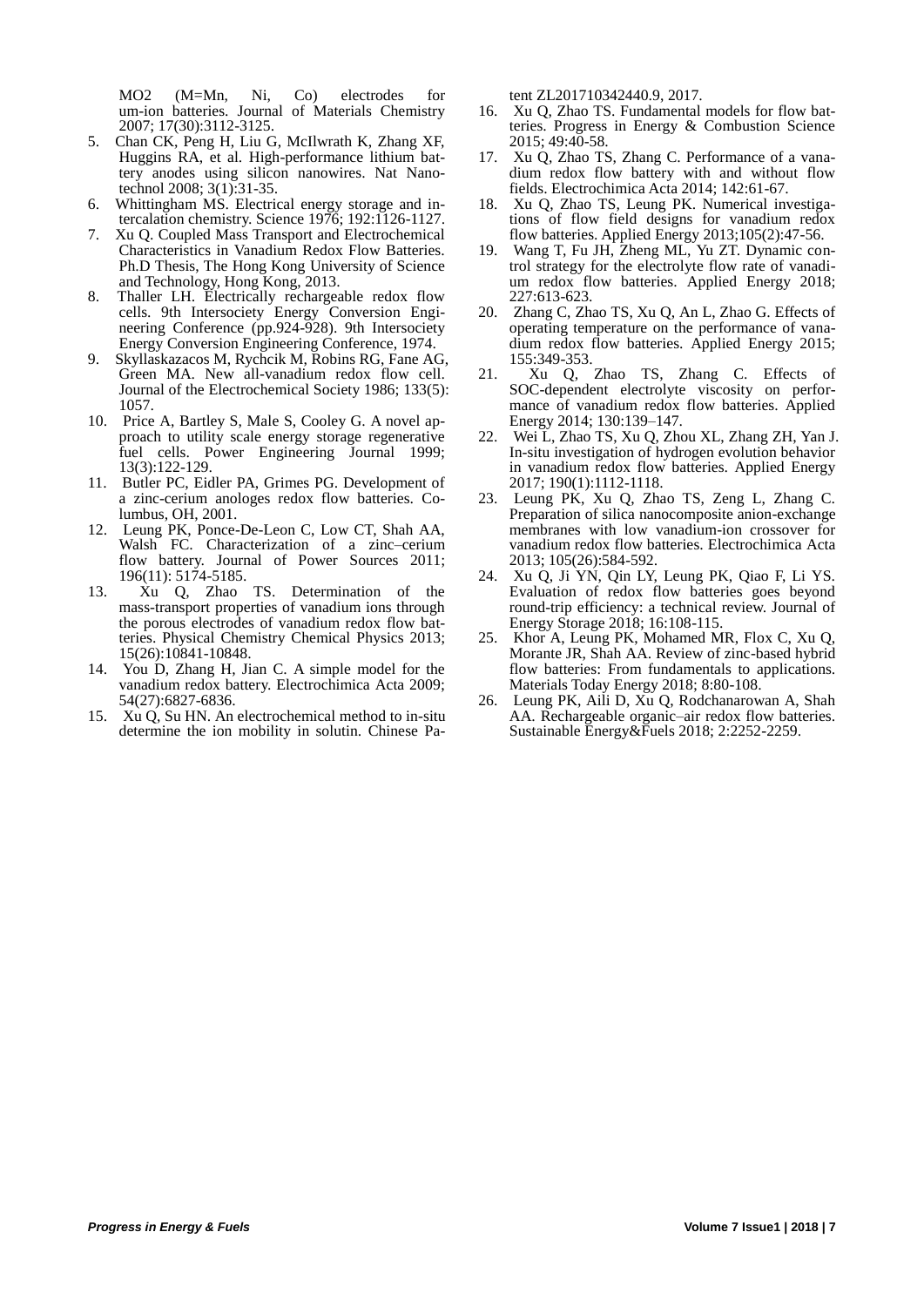MO2 (M=Mn, Ni, Co) electrodes for um-ion batteries. Journal of Materials Chemistry 2007; 17(30):3112-3125.

5. Chan CK, Peng H, Liu G, McIlwrath K, Zhang XF, Huggins RA, et al. High-performance lithium battery anodes using silicon nanowires. Nat Nanotechnol 2008; 3(1):31-35.
6. Whittingham MS. Electrical energy storage and intercalation chemistry. Science 1976; 192:1126-1127.
7. Xu Q. Coupled Mass Transport and Electrochemical Characteristics in Vanadium Redox Flow Batteries. Ph.D Thesis, The Hong Kong University of Science and Technology, Hong Kong, 2013.
8. Thaller LH. Electrically rechargeable redox flow cells. 9th Intersociety Energy Conversion Engineering Conference (pp.924-928). 9th Intersociety Energy Conversion Engineering Conference, 1974.
9. Skyllaskazacos M, Rychcik M, Robins RG, Fane AG, Green MA. New all-vanadium redox flow cell. Journal of the Electrochemical Society 1986; 133(5): 1057.
10. Price A, Bartley S, Male S, Cooley G. A novel approach to utility scale energy storage regenerative fuel cells. Power Engineering Journal 1999; 13(3):122-129.
11. Butler PC, Eidler PA, Grimes PG. Development of a zinc-cerium anologes redox flow batteries. Columbus, OH, 2001.
12. Leung PK, Ponce-De-Leon C, Low CT, Shah AA, Walsh FC. Characterization of a zinc–cerium flow battery. Journal of Power Sources 2011; 196(11): 5174-5185.
13. Xu Q, Zhao TS. Determination of the mass-transport properties of vanadium ions through the porous electrodes of vanadium redox flow batteries. Physical Chemistry Chemical Physics 2013; 15(26):10841-10848.
14. You D, Zhang H, Jian C. A simple model for the vanadium redox battery. Electrochimica Acta 2009; 54(27):6827-6836.
15. Xu Q, Su HN. An electrochemical method to in-situ determine the ion mobility in solutin. Chinese Patent ZL201710342440.9, 2017.
16. Xu Q, Zhao TS. Fundamental models for flow batteries. Progress in Energy & Combustion Science 2015; 49:40-58.
17. Xu Q, Zhao TS, Zhang C. Performance of a vanadium redox flow battery with and without flow fields. Electrochimica Acta 2014; 142:61-67.
18. Xu Q, Zhao TS, Leung PK. Numerical investigations of flow field designs for vanadium redox flow batteries. Applied Energy 2013;105(2):47-56.
19. Wang T, Fu JH, Zheng ML, Yu ZT. Dynamic control strategy for the electrolyte flow rate of vanadium redox flow batteries. Applied Energy 2018; 227:613-623.
20. Zhang C, Zhao TS, Xu Q, An L, Zhao G. Effects of operating temperature on the performance of vanadium redox flow batteries. Applied Energy 2015; 155:349-353.
21. Xu Q, Zhao TS, Zhang C. Effects of SOC-dependent electrolyte viscosity on performance of vanadium redox flow batteries. Applied Energy 2014; 130:139–147.
22. Wei L, Zhao TS, Xu Q, Zhou XL, Zhang ZH, Yan J. In-situ investigation of hydrogen evolution behavior in vanadium redox flow batteries. Applied Energy 2017; 190(1):1112-1118.
23. Leung PK, Xu Q, Zhao TS, Zeng L, Zhang C. Preparation of silica nanocomposite anion-exchange membranes with low vanadium-ion crossover for vanadium redox flow batteries. Electrochimica Acta 2013; 105(26):584-592.
24. Xu Q, Ji YN, Qin LY, Leung PK, Qiao F, Li YS. Evaluation of redox flow batteries goes beyond round-trip efficiency: a technical review. Journal of Energy Storage 2018; 16:108-115.
25. Khor A, Leung PK, Mohamed MR, Flox C, Xu Q, Morante JR, Shah AA. Review of zinc-based hybrid flow batteries: From fundamentals to applications. Materials Today Energy 2018; 8:80-108.
26. Leung PK, Aili D, Xu Q, Rodchanarowan A, Shah AA. Rechargeable organic–air redox flow batteries. Sustainable Energy&Fuels 2018; 2:2252-2259.